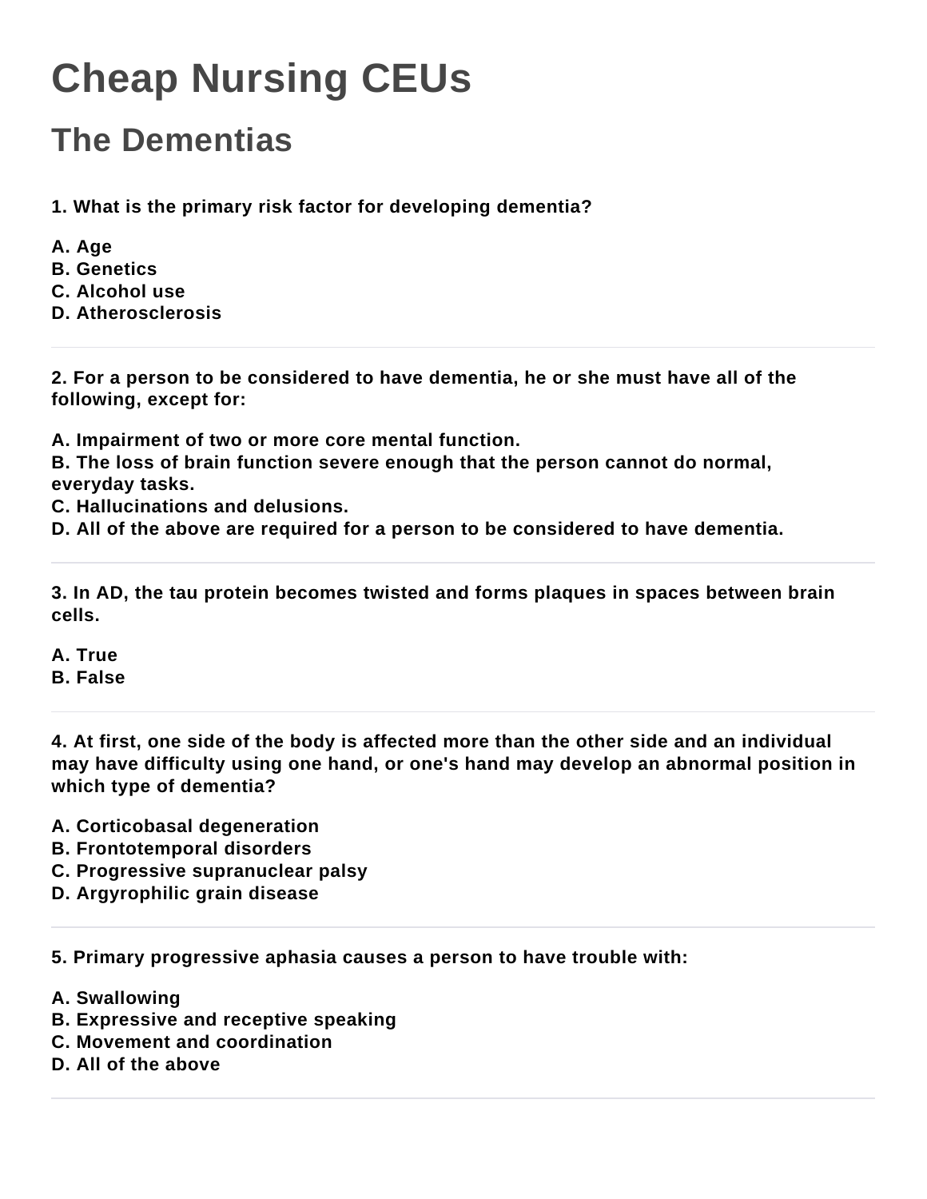# Cheap Nursing CEUs

## The Dementias

**1. What is the primary risk factor for developing dementia?**

**A. Age**
**B. Genetics**
**C. Alcohol use**
**D. Atherosclerosis**

---

**2. For a person to be considered to have dementia, he or she must have all of the following, except for:**

**A. Impairment of two or more core mental function.**
**B. The loss of brain function severe enough that the person cannot do normal, everyday tasks.**
**C. Hallucinations and delusions.**
**D. All of the above are required for a person to be considered to have dementia.**

---

**3. In AD, the tau protein becomes twisted and forms plaques in spaces between brain cells.**

**A. True**
**B. False**

---

**4. At first, one side of the body is affected more than the other side and an individual may have difficulty using one hand, or one's hand may develop an abnormal position in which type of dementia?**

**A. Corticobasal degeneration**
**B. Frontotemporal disorders**
**C. Progressive supranuclear palsy**
**D. Argyrophilic grain disease**

---

**5. Primary progressive aphasia causes a person to have trouble with:**

**A. Swallowing**
**B. Expressive and receptive speaking**
**C. Movement and coordination**
**D. All of the above**

---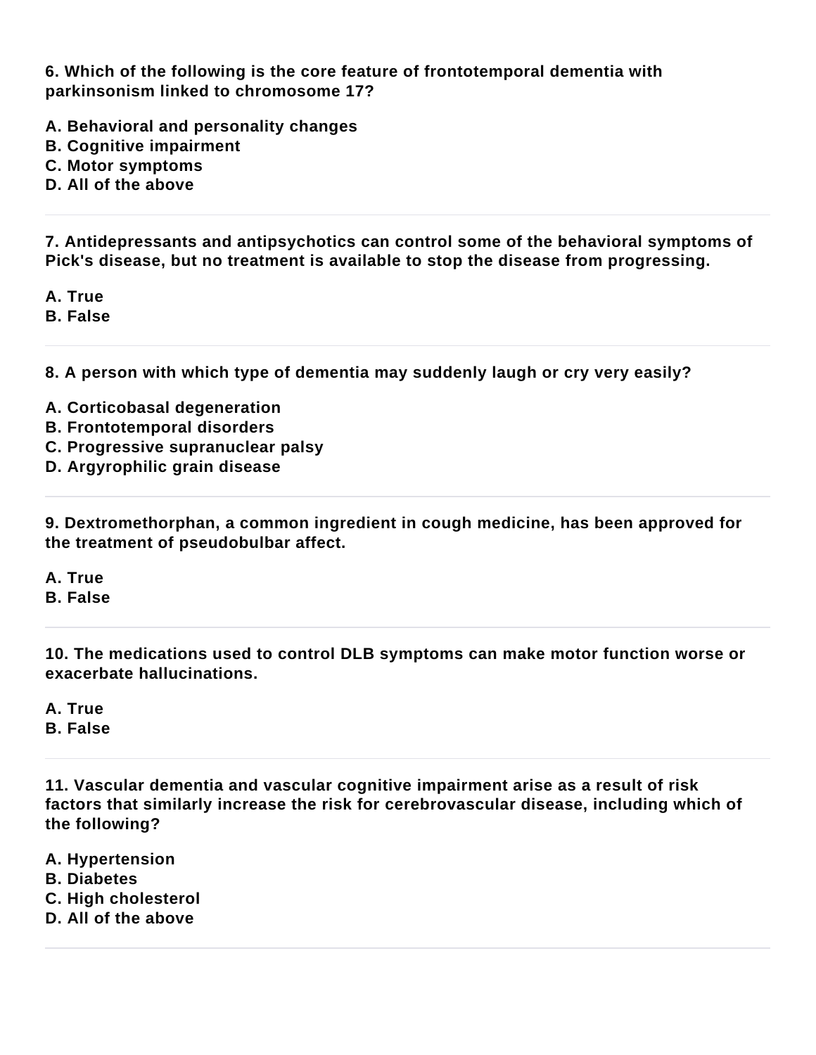**6. Which of the following is the core feature of frontotemporal dementia with parkinsonism linked to chromosome 17?**

**A. Behavioral and personality changes**
**B. Cognitive impairment**
**C. Motor symptoms**
**D. All of the above**

---

**7. Antidepressants and antipsychotics can control some of the behavioral symptoms of Pick's disease, but no treatment is available to stop the disease from progressing.**

**A. True**
**B. False**

---

**8. A person with which type of dementia may suddenly laugh or cry very easily?**

**A. Corticobasal degeneration**
**B. Frontotemporal disorders**
**C. Progressive supranuclear palsy**
**D. Argyrophilic grain disease**

---

**9. Dextromethorphan, a common ingredient in cough medicine, has been approved for the treatment of pseudobulbar affect.**

**A. True**
**B. False**

---

**10. The medications used to control DLB symptoms can make motor function worse or exacerbate hallucinations.**

**A. True**
**B. False**

---

**11. Vascular dementia and vascular cognitive impairment arise as a result of risk factors that similarly increase the risk for cerebrovascular disease, including which of the following?**

**A. Hypertension**
**B. Diabetes**
**C. High cholesterol**
**D. All of the above**

---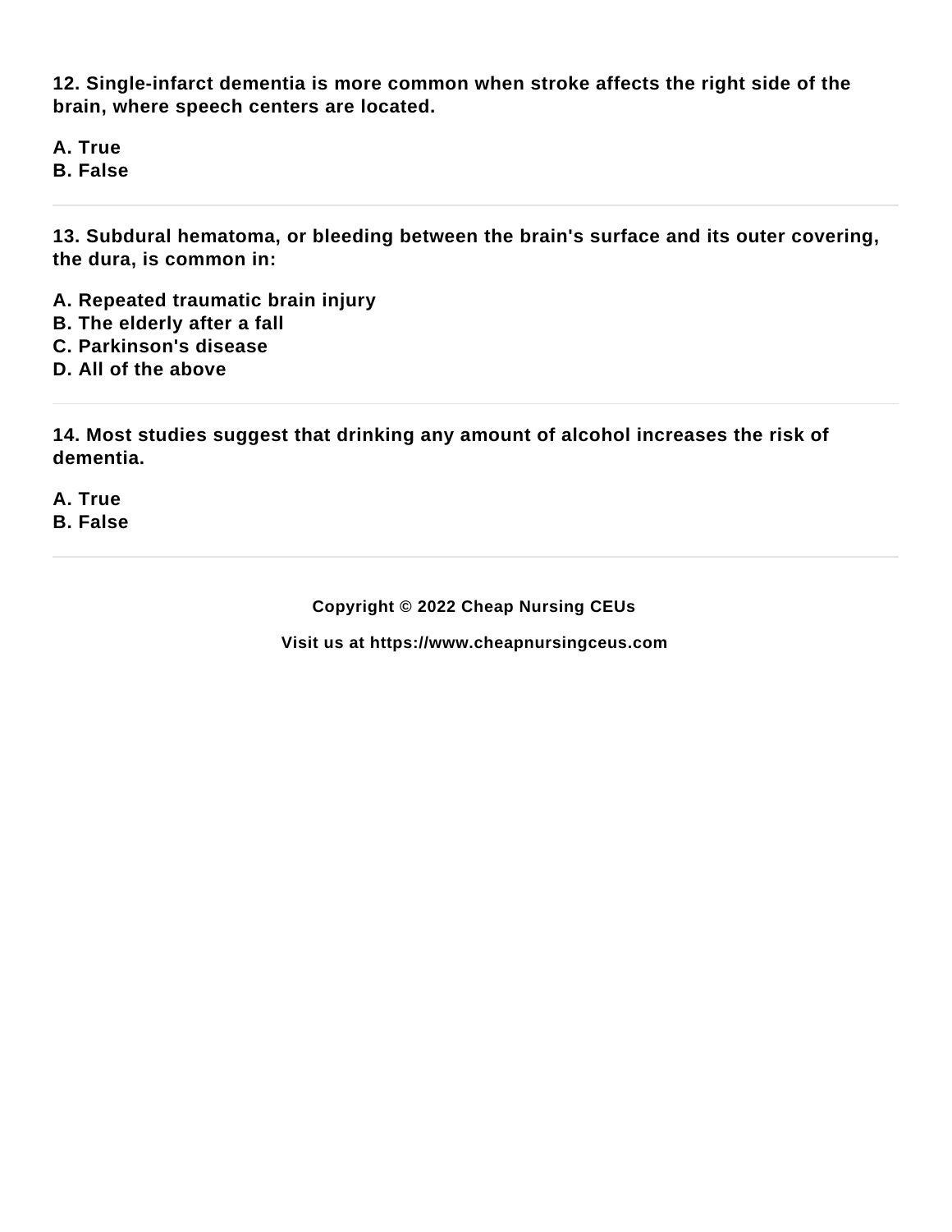**12. Single-infarct dementia is more common when stroke affects the right side of the brain, where speech centers are located.**

**A. True**
**B. False**

---

**13. Subdural hematoma, or bleeding between the brain's surface and its outer covering, the dura, is common in:**

**A. Repeated traumatic brain injury**
**B. The elderly after a fall**
**C. Parkinson's disease**
**D. All of the above**

---

**14. Most studies suggest that drinking any amount of alcohol increases the risk of dementia.**

**A. True**
**B. False**

---

**Copyright © 2022 Cheap Nursing CEUs**

**Visit us at https://www.cheapnursingceus.com**